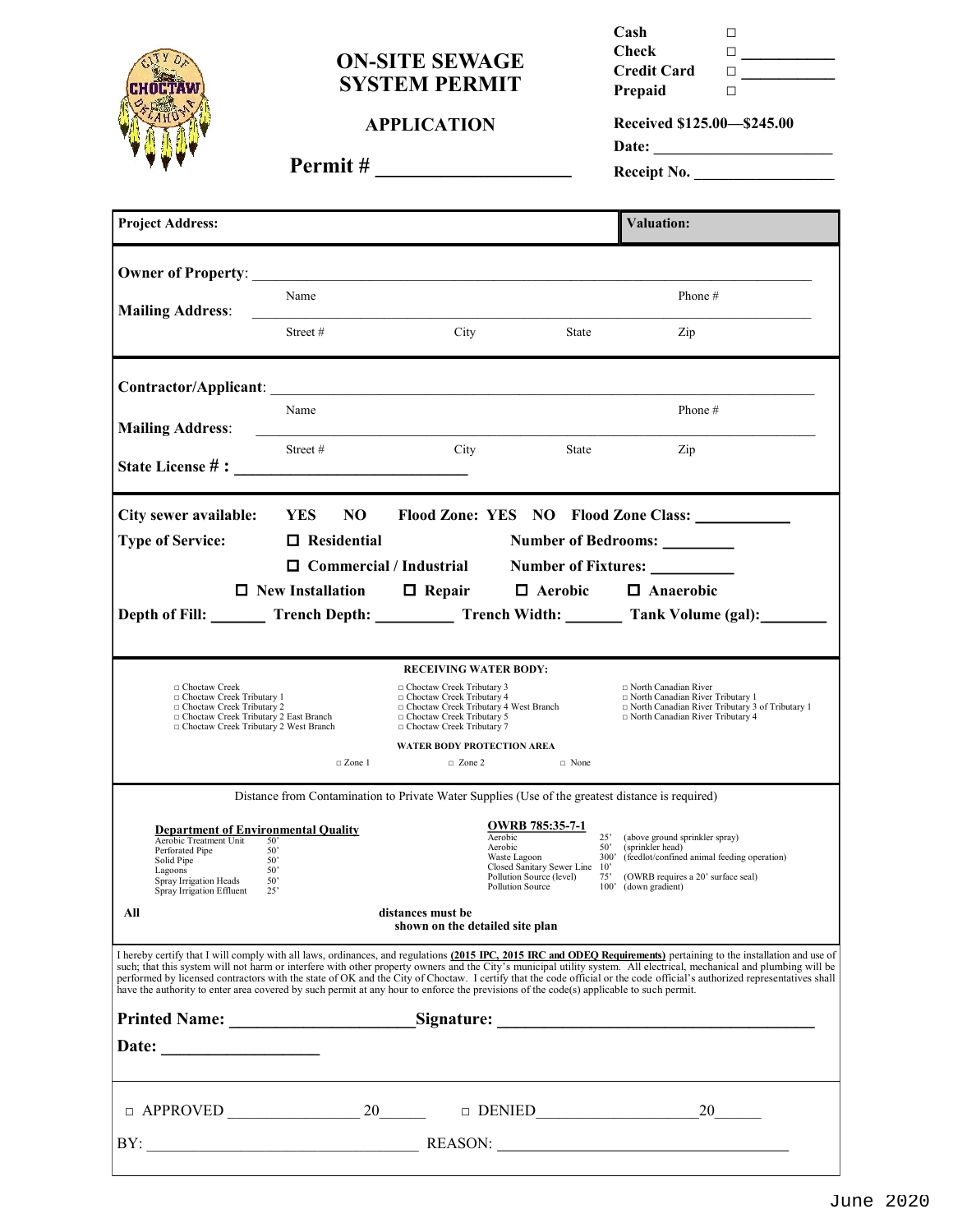# ON-SITE SEWAGE SYSTEM PERMIT

## APPLICATION

**Permit # ____________________**

**Cash** □
**Check** □ ___________
**Credit Card** □ ___________
**Prepaid** □

**Received $125.00—$245.00**
**Date:** ______________________
**Receipt No.** _________________

| **Project Address:** | **Valuation:** |
|---|---|

**Owner of Property**: ___________________________________________________________________
Name Phone #

**Mailing Address**: ___________________________________________________________________
Street # City State Zip

**Contractor/Applicant**: ___________________________________________________________________
Name Phone #

**Mailing Address**: ___________________________________________________________________
Street # City State Zip

**State License # :** _____________________________

**City sewer available: YES NO Flood Zone: YES NO Flood Zone Class:** ___________

**Type of Service:** ☐ **Residential** **Number of Bedrooms:** _________

☐ **Commercial / Industrial** **Number of Fixtures:** __________

☐ **New Installation** ☐ **Repair** ☐ **Aerobic** ☐ **Anaerobic**

**Depth of Fill:** _______ **Trench Depth:** __________ **Trench Width:** _______ **Tank Volume (gal):**________

**RECEIVING WATER BODY:**

□ Choctaw Creek
□ Choctaw Creek Tributary 1
□ Choctaw Creek Tributary 2
□ Choctaw Creek Tributary 2 East Branch
□ Choctaw Creek Tributary 2 West Branch
□ Choctaw Creek Tributary 3
□ Choctaw Creek Tributary 4
□ Choctaw Creek Tributary 4 West Branch
□ Choctaw Creek Tributary 5
□ Choctaw Creek Tributary 7
□ North Canadian River
□ North Canadian River Tributary 1
□ North Canadian River Tributary 3 of Tributary 1
□ North Canadian River Tributary 4

**WATER BODY PROTECTION AREA**

□ Zone 1 □ Zone 2 □ None

Distance from Contamination to Private Water Supplies (Use of the greatest distance is required)

**Department of Environmental Quality**

| | |
|---|---|
| Aerobic Treatment Unit | 50' |
| Perforated Pipe | 50' |
| Solid Pipe | 50' |
| Lagoons | 50' |
| Spray Irrigation Heads | 50' |
| Spray Irrigation Effluent | 25' |

**OWRB 785:35-7-1**

| | | |
|---|---|---|
| Aerobic | 25' | (above ground sprinkler spray) |
| Aerobic | 50' | (sprinkler head) |
| Waste Lagoon | 300' | (feedlot/confined animal feeding operation) |
| Closed Sanitary Sewer Line | 10' | |
| Pollution Source (level) | 75' | (OWRB requires a 20' surface seal) |
| Pollution Source | 100' | (down gradient) |

**All distances must be shown on the detailed site plan**

I hereby certify that I will comply with all laws, ordinances, and regulations **(2015 IPC, 2015 IRC and ODEQ Requirements)** pertaining to the installation and use of such; that this system will not harm or interfere with other property owners and the City's municipal utility system. All electrical, mechanical and plumbing will be performed by licensed contractors with the state of OK and the City of Choctaw. I certify that the code official or the code official's authorized representatives shall have the authority to enter area covered by such permit at any hour to enforce the previsions of the code(s) applicable to such permit.

**Printed Name:** _____________________**Signature:** ______________________________________

**Date:** __________________

□ APPROVED ________________ 20______ □ DENIED____________________20______

BY: __________________________________ REASON: ____________________________________

June 2020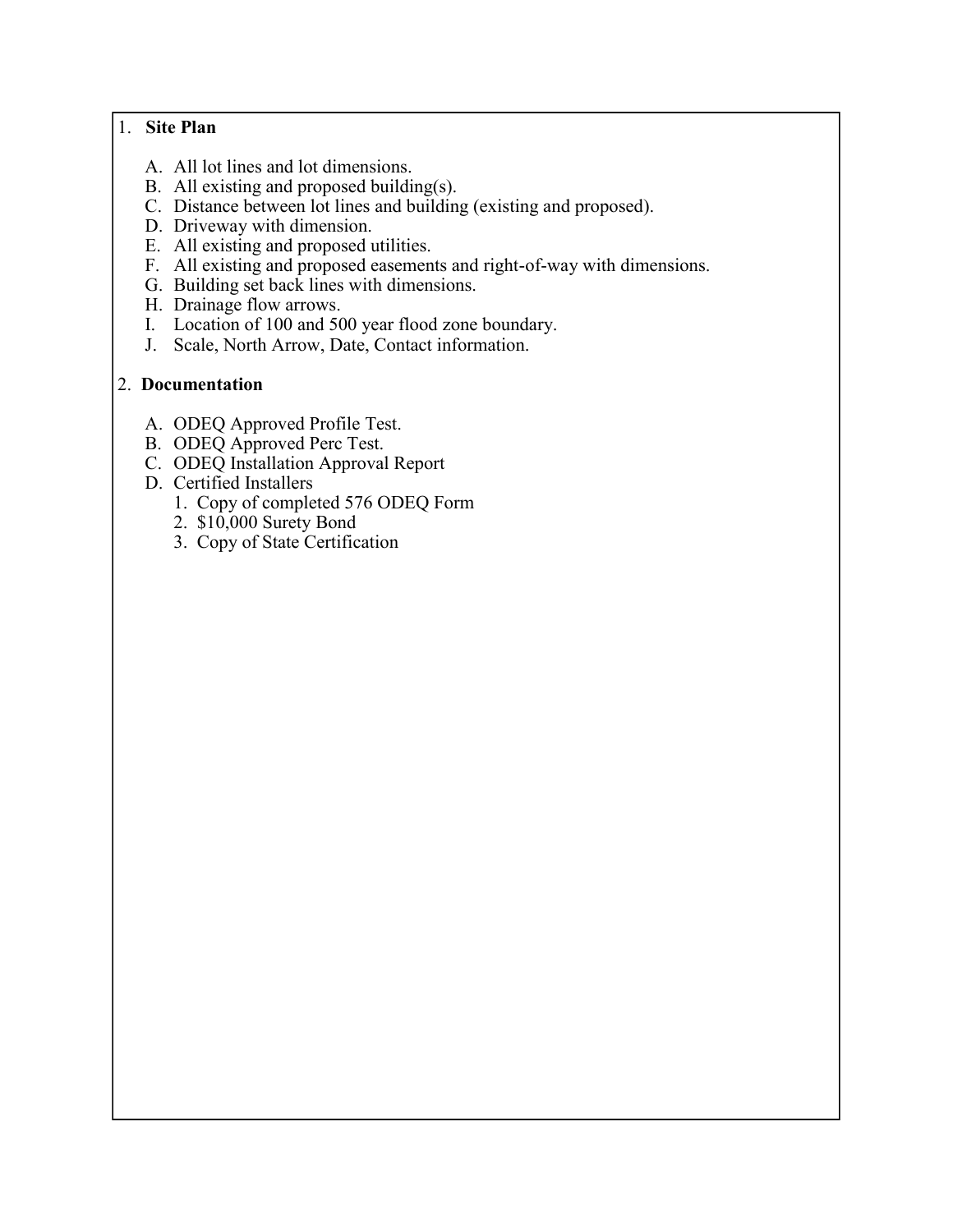1. **Site Plan**

   A. All lot lines and lot dimensions.
   B. All existing and proposed building(s).
   C. Distance between lot lines and building (existing and proposed).
   D. Driveway with dimension.
   E. All existing and proposed utilities.
   F. All existing and proposed easements and right-of-way with dimensions.
   G. Building set back lines with dimensions.
   H. Drainage flow arrows.
   I. Location of 100 and 500 year flood zone boundary.
   J. Scale, North Arrow, Date, Contact information.

2. **Documentation**

   A. ODEQ Approved Profile Test.
   B. ODEQ Approved Perc Test.
   C. ODEQ Installation Approval Report
   D. Certified Installers
      1. Copy of completed 576 ODEQ Form
      2. $10,000 Surety Bond
      3. Copy of State Certification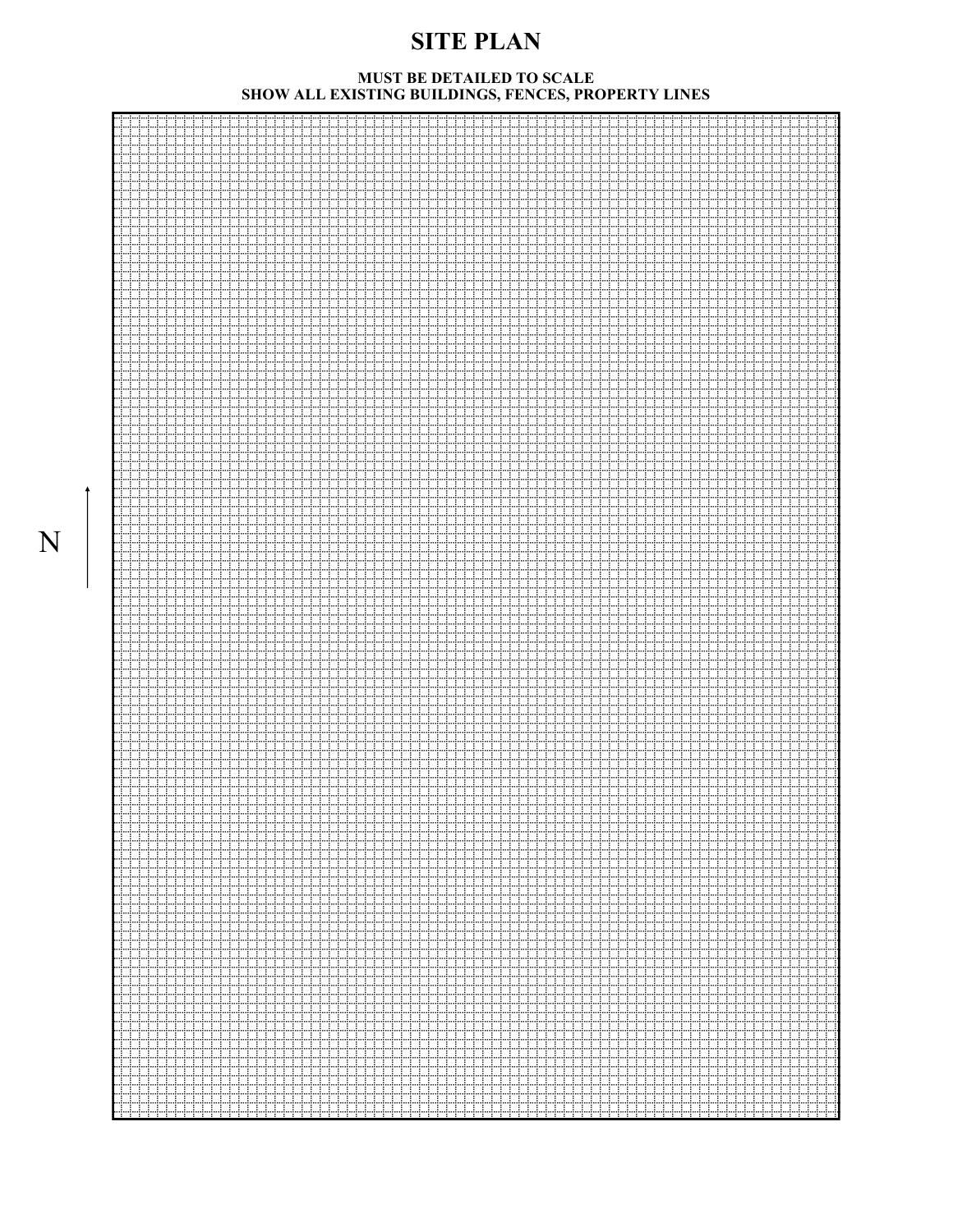# SITE PLAN

**MUST BE DETAILED TO SCALE**
**SHOW ALL EXISTING BUILDINGS, FENCES, PROPERTY LINES**

N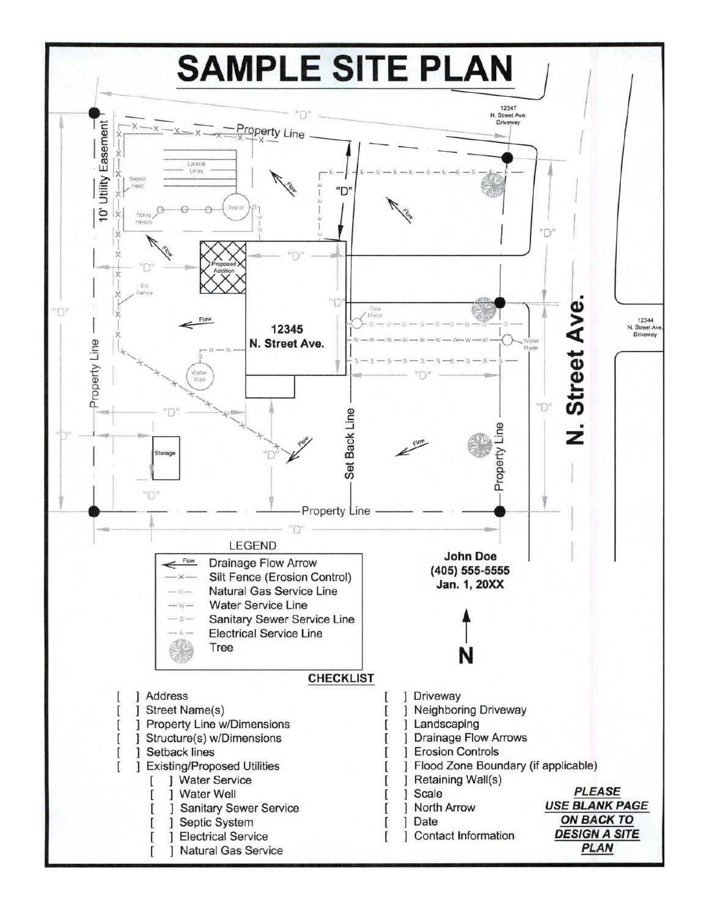# SAMPLE SITE PLAN

12347 N. Street Ave. Driveway

Property Line

10' Utility Easement

Lateral Lines

Septic Field

Septic

Spray Heads

Flow

"D"

Proposed Addition

Silt Fence

12345 N. Street Ave.

Gas Meter

Water Meter

Water Well

Set Back Line

Property Line

N. Street Ave.

12344 N. Street Ave. Driveway

Storage

Property Line

LEGEND

- Flow — Drainage Flow Arrow
- —x— Silt Fence (Erosion Control)
- —G— Natural Gas Service Line
- —W— Water Service Line
- —S— Sanitary Sewer Service Line
- —E— Electrical Service Line
- Tree

**John Doe**
**(405) 555-5555**
**Jan. 1, 20XX**

N

## CHECKLIST

[ ] Address
[ ] Street Name(s)
[ ] Property Line w/Dimensions
[ ] Structure(s) w/Dimensions
[ ] Setback lines
[ ] Existing/Proposed Utilities
- [ ] Water Service
- [ ] Water Well
- [ ] Sanitary Sewer Service
- [ ] Septic System
- [ ] Electrical Service
- [ ] Natural Gas Service

[ ] Driveway
[ ] Neighboring Driveway
[ ] Landscaping
[ ] Drainage Flow Arrows
[ ] Erosion Controls
[ ] Flood Zone Boundary (if applicable)
[ ] Retaining Wall(s)
[ ] Scale
[ ] North Arrow
[ ] Date
[ ] Contact Information

***PLEASE USE BLANK PAGE ON BACK TO DESIGN A SITE PLAN***